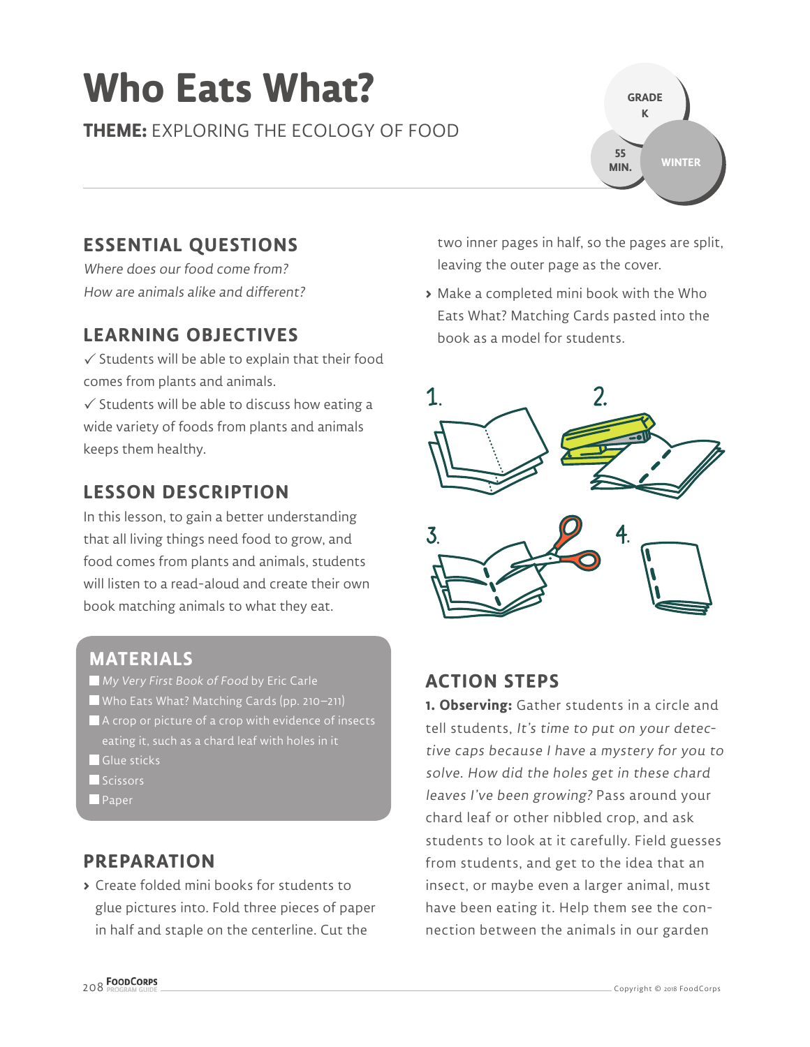# Who Eats What?

**THEME:** EXPLORING THE ECOLOGY OF FOOD

GRADE K

55 MIN.

WINTER

## ESSENTIAL QUESTIONS

*Where does our food come from?*
*How are animals alike and different?*

## LEARNING OBJECTIVES

✓ Students will be able to explain that their food comes from plants and animals.
✓ Students will be able to discuss how eating a wide variety of foods from plants and animals keeps them healthy.

## LESSON DESCRIPTION

In this lesson, to gain a better understanding that all living things need food to grow, and food comes from plants and animals, students will listen to a read-aloud and create their own book matching animals to what they eat.

## MATERIALS

- *My Very First Book of Food* by Eric Carle
- Who Eats What? Matching Cards (pp. 210–211)
- A crop or picture of a crop with evidence of insects eating it, such as a chard leaf with holes in it
- Glue sticks
- Scissors
- Paper

## PREPARATION

- Create folded mini books for students to glue pictures into. Fold three pieces of paper in half and staple on the centerline. Cut the two inner pages in half, so the pages are split, leaving the outer page as the cover.
- Make a completed mini book with the Who Eats What? Matching Cards pasted into the book as a model for students.

1. 2. 3. 4.

## ACTION STEPS

**1. Observing:** Gather students in a circle and tell students, *It's time to put on your detective caps because I have a mystery for you to solve. How did the holes get in these chard leaves I've been growing?* Pass around your chard leaf or other nibbled crop, and ask students to look at it carefully. Field guesses from students, and get to the idea that an insect, or maybe even a larger animal, must have been eating it. Help them see the connection between the animals in our garden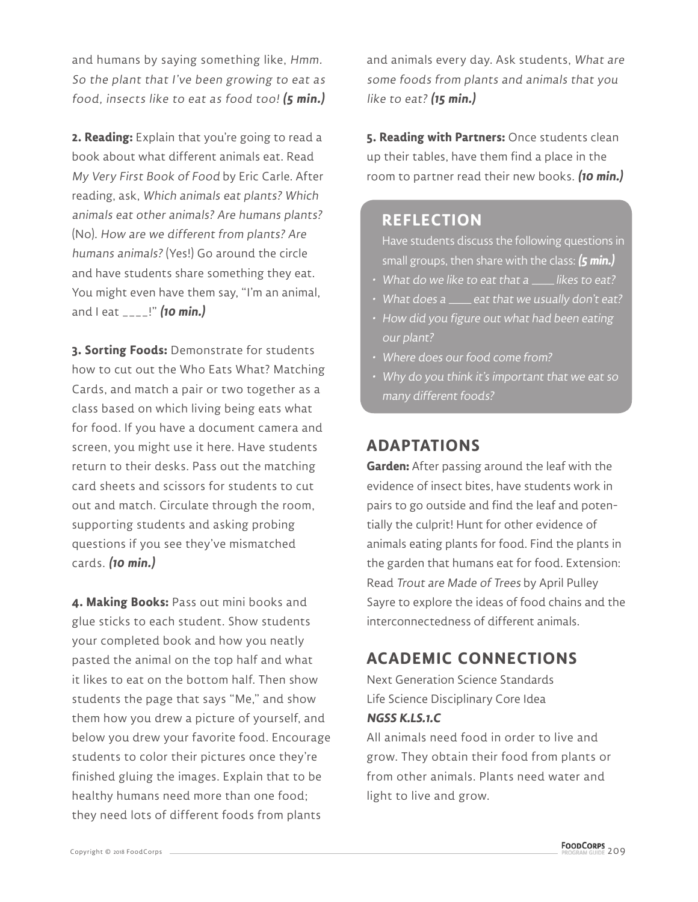and humans by saying something like, *Hmm. So the plant that I've been growing to eat as food, insects like to eat as food too!* ***(5 min.)***

**2. Reading:** Explain that you're going to read a book about what different animals eat. Read *My Very First Book of Food* by Eric Carle. After reading, ask, *Which animals eat plants? Which animals eat other animals? Are humans plants?* (No). *How are we different from plants? Are humans animals?* (Yes!) Go around the circle and have students share something they eat. You might even have them say, "I'm an animal, and I eat ____!" ***(10 min.)***

**3. Sorting Foods:** Demonstrate for students how to cut out the Who Eats What? Matching Cards, and match a pair or two together as a class based on which living being eats what for food. If you have a document camera and screen, you might use it here. Have students return to their desks. Pass out the matching card sheets and scissors for students to cut out and match. Circulate through the room, supporting students and asking probing questions if you see they've mismatched cards. ***(10 min.)***

**4. Making Books:** Pass out mini books and glue sticks to each student. Show students your completed book and how you neatly pasted the animal on the top half and what it likes to eat on the bottom half. Then show students the page that says "Me," and show them how you drew a picture of yourself, and below you drew your favorite food. Encourage students to color their pictures once they're finished gluing the images. Explain that to be healthy humans need more than one food; they need lots of different foods from plants and animals every day. Ask students, *What are some foods from plants and animals that you like to eat?* ***(15 min.)***

**5. Reading with Partners:** Once students clean up their tables, have them find a place in the room to partner read their new books. ***(10 min.)***

## REFLECTION

Have students discuss the following questions in small groups, then share with the class: ***(5 min.)***

- *What do we like to eat that a ____ likes to eat?*
- *What does a ____ eat that we usually don't eat?*
- *How did you figure out what had been eating our plant?*
- *Where does our food come from?*
- *Why do you think it's important that we eat so many different foods?*

## ADAPTATIONS

**Garden:** After passing around the leaf with the evidence of insect bites, have students work in pairs to go outside and find the leaf and potentially the culprit! Hunt for other evidence of animals eating plants for food. Find the plants in the garden that humans eat for food. Extension: Read *Trout are Made of Trees* by April Pulley Sayre to explore the ideas of food chains and the interconnectedness of different animals.

## ACADEMIC CONNECTIONS

Next Generation Science Standards
Life Science Disciplinary Core Idea
***NGSS K.LS.1.C***
All animals need food in order to live and grow. They obtain their food from plants or from other animals. Plants need water and light to live and grow.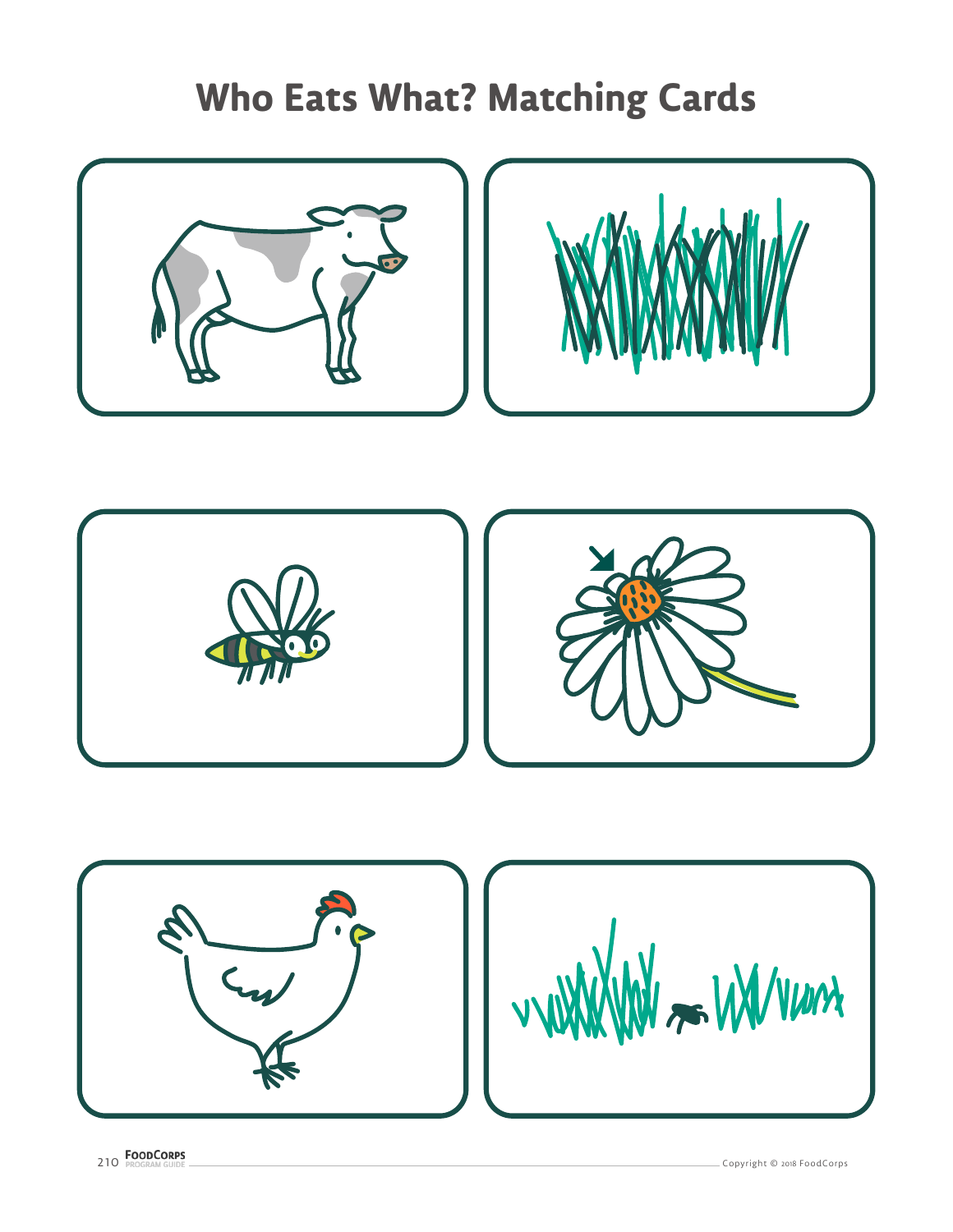# Who Eats What? Matching Cards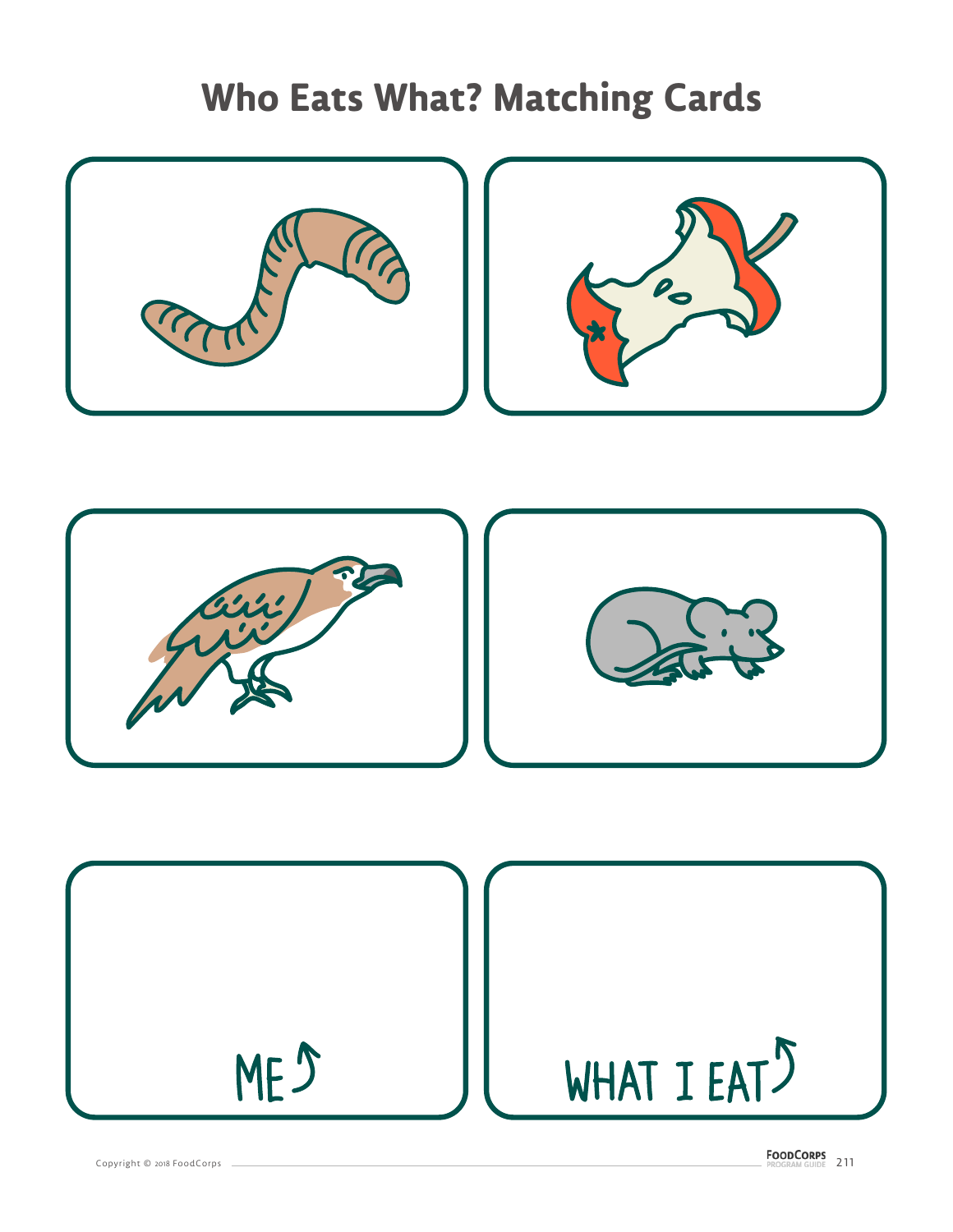# Who Eats What? Matching Cards

ME

WHAT I EAT